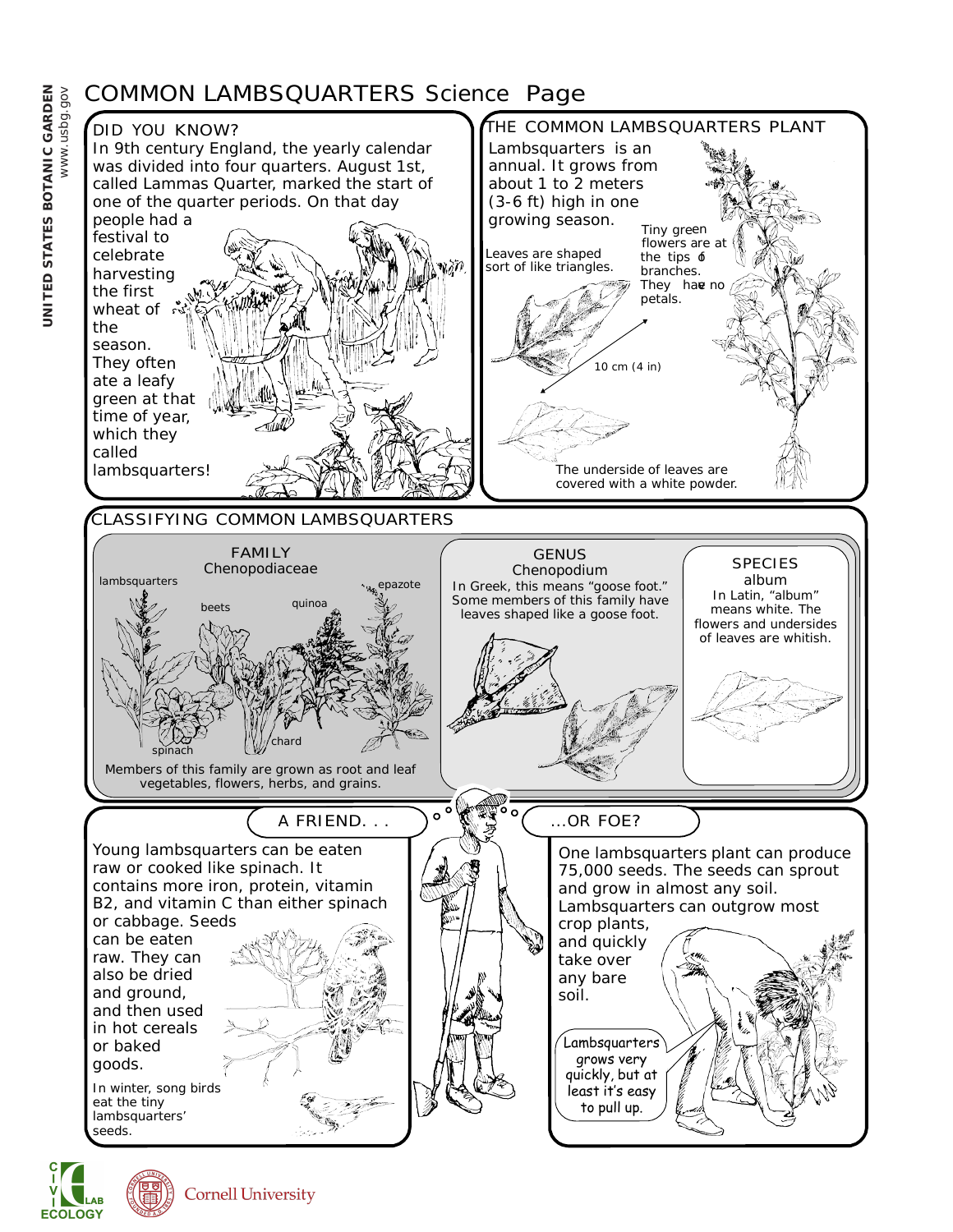# COMMON LAMBSQUARTERS Science Page

UNITED STATES BOTANIC GARDEN
www.usbg.gov

## DID YOU KNOW?

In 9th century England, the yearly calendar was divided into four quarters. August 1st, called Lammas Quarter, marked the start of one of the quarter periods. On that day people had a festival to celebrate harvesting the first wheat of the season. They often ate a leafy green at that time of year, which they called lambsquarters!

## THE COMMON LAMBSQUARTERS PLANT

Lambsquarters is an annual. It grows from about 1 to 2 meters (3-6 ft) high in one growing season.

Leaves are shaped sort of like triangles.

Tiny green flowers are at the tips of branches. They have no petals.

10 cm (4 in)

The underside of leaves are covered with a white powder.

## CLASSIFYING COMMON LAMBSQUARTERS

### FAMILY
Chenopodiaceae

lambsquarters, beets, quinoa, epazote, spinach, chard

Members of this family are grown as root and leaf vegetables, flowers, herbs, and grains.

### GENUS
Chenopodium

In Greek, this means "goose foot." Some members of this family have leaves shaped like a goose foot.

### SPECIES
album

In Latin, "album" means white. The flowers and undersides of leaves are whitish.

## A FRIEND. . .

Young lambsquarters can be eaten raw or cooked like spinach. It contains more iron, protein, vitamin B2, and vitamin C than either spinach or cabbage. Seeds can be eaten raw. They can also be dried and ground, and then used in hot cereals or baked goods.

In winter, song birds eat the tiny lambsquarters' seeds.

## ...OR FOE?

One lambsquarters plant can produce 75,000 seeds. The seeds can sprout and grow in almost any soil. Lambsquarters can outgrow most crop plants, and quickly take over any bare soil.

Lambsquarters grows very quickly, but at least it's easy to pull up.

CIVIL ECOLOGY LAB
Cornell University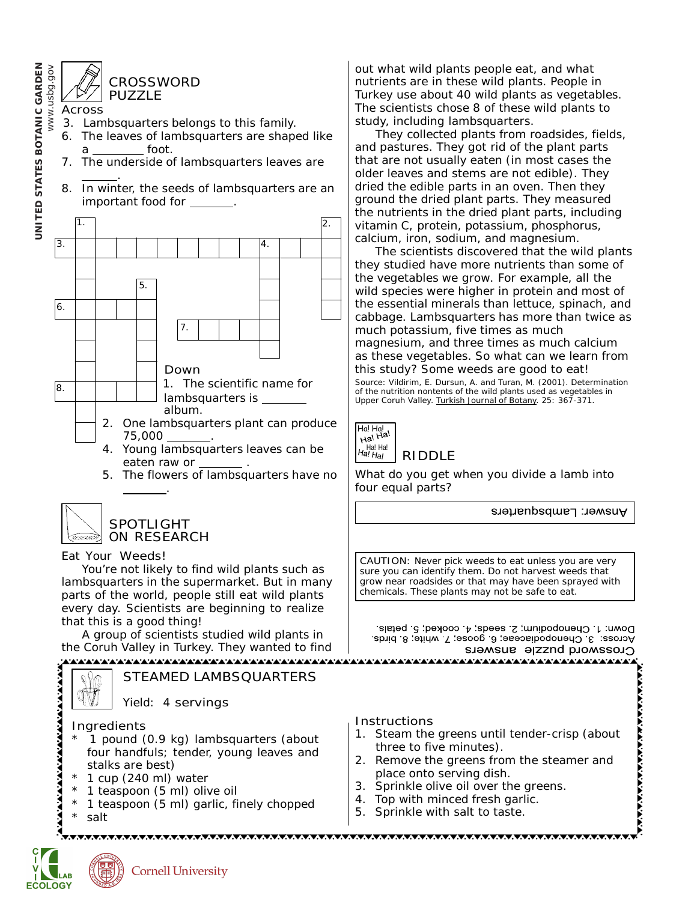## CROSSWORD PUZZLE

**Across**

3. Lambsquarters belongs to this family.
6. The leaves of lambsquarters are shaped like a ________ foot.
7. The underside of lambsquarters leaves are ______.
8. In winter, the seeds of lambsquarters are an important food for _______.

**Down**

1. The scientific name for lambsquarters is _______ album.
2. One lambsquarters plant can produce 75,000 _______.
4. Young lambsquarters leaves can be eaten raw or _______ .
5. The flowers of lambsquarters have no _______.

## SPOTLIGHT ON RESEARCH

### Eat Your Weeds!

You're not likely to find wild plants such as lambsquarters in the supermarket. But in many parts of the world, people still eat wild plants every day. Scientists are beginning to realize that this is a good thing!

A group of scientists studied wild plants in the Coruh Valley in Turkey. They wanted to find out what wild plants people eat, and what nutrients are in these wild plants. People in Turkey use about 40 wild plants as vegetables. The scientists chose 8 of these wild plants to study, including lambsquarters.

They collected plants from roadsides, fields, and pastures. They got rid of the plant parts that are not usually eaten (in most cases the older leaves and stems are not edible). They dried the edible parts in an oven. Then they ground the dried plant parts. They measured the nutrients in the dried plant parts, including vitamin C, protein, potassium, phosphorus, calcium, iron, sodium, and magnesium.

The scientists discovered that the wild plants they studied have more nutrients than some of the vegetables we grow. For example, all the wild species were higher in protein and most of the essential minerals than lettuce, spinach, and cabbage. Lambsquarters has more than twice as much potassium, five times as much magnesium, and three times as much calcium as these vegetables. So what can we learn from this study? Some weeds are good to eat!

Source: Vildirim, E. Dursun, A. and Turan, M. (2001). Determination of the nutrition nontents of the wild plants used as vegetables in Upper Coruh Valley. Turkish Journal of Botany. 25: 367-371.

## RIDDLE

What do you get when you divide a lamb into four equal parts?

Answer: Lambsquarters

CAUTION: Never pick weeds to eat unless you are very sure you can identify them. Do not harvest weeds that grow near roadsides or that may have been sprayed with chemicals. These plants may not be safe to eat.

**Crossword puzzle answers**

Across: 3. Chenopodiaceae; 6. goose; 7. white; 8. birds.

Down: 1. Chenopodium; 2. seeds; 4. cooked; 5. petals.

## STEAMED LAMBSQUARTERS

Yield: 4 servings

### Ingredients

* 1 pound (0.9 kg) lambsquarters (about four handfuls; tender, young leaves and stalks are best)
* 1 cup (240 ml) water
* 1 teaspoon (5 ml) olive oil
* 1 teaspoon (5 ml) garlic, finely chopped
* salt

### Instructions

1. Steam the greens until tender-crisp (about three to five minutes).
2. Remove the greens from the steamer and place onto serving dish.
3. Sprinkle olive oil over the greens.
4. Top with minced fresh garlic.
5. Sprinkle with salt to taste.